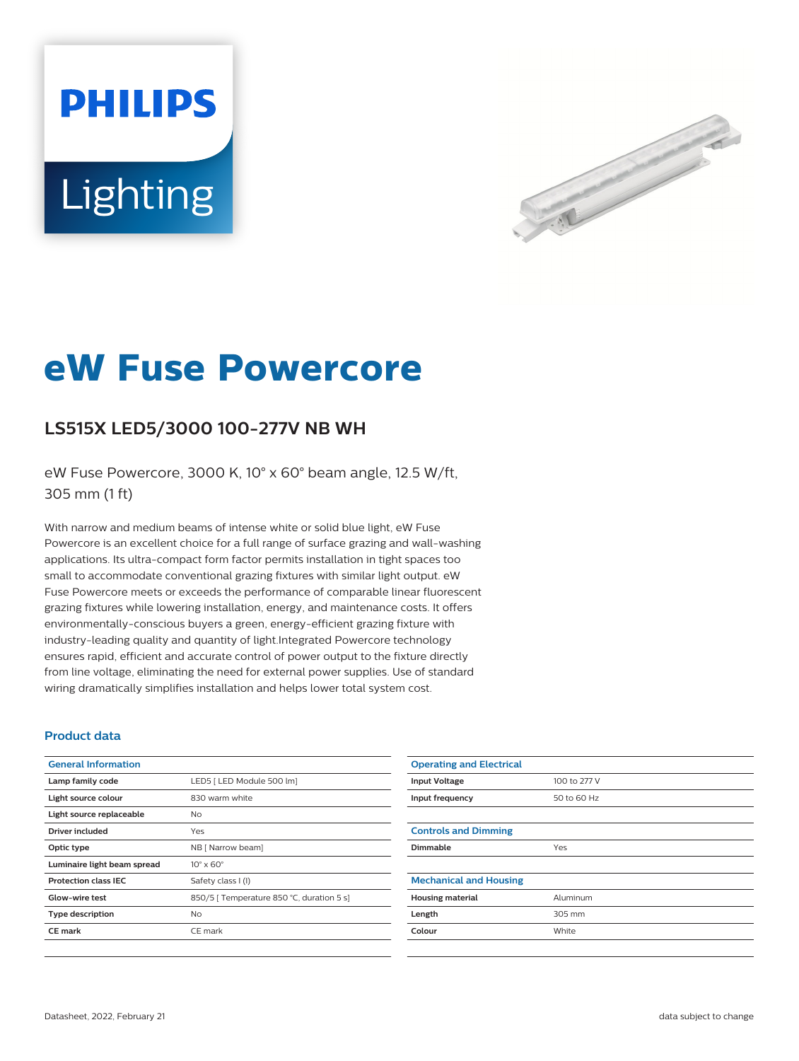PHILIPS

Lighting

# eW Fuse Powercore

## LS515X LED5/3000 100-277V NB WH

eW Fuse Powercore, 3000 K, 10° x 60° beam angle, 12.5 W/ft, 305 mm (1 ft)

With narrow and medium beams of intense white or solid blue light, eW Fuse Powercore is an excellent choice for a full range of surface grazing and wall-washing applications. Its ultra-compact form factor permits installation in tight spaces too small to accommodate conventional grazing fixtures with similar light output. eW Fuse Powercore meets or exceeds the performance of comparable linear fluorescent grazing fixtures while lowering installation, energy, and maintenance costs. It offers environmentally-conscious buyers a green, energy-efficient grazing fixture with industry-leading quality and quantity of light.Integrated Powercore technology ensures rapid, efficient and accurate control of power output to the fixture directly from line voltage, eliminating the need for external power supplies. Use of standard wiring dramatically simplifies installation and helps lower total system cost.

### Product data

| General Information | |
|---|---|
| Lamp family code | LED5 [ LED Module 500 lm] |
| Light source colour | 830 warm white |
| Light source replaceable | No |
| Driver included | Yes |
| Optic type | NB [ Narrow beam] |
| Luminaire light beam spread | 10° x 60° |
| Protection class IEC | Safety class I (I) |
| Glow-wire test | 850/5 [ Temperature 850 °C, duration 5 s] |
| Type description | No |
| CE mark | CE mark |

| Operating and Electrical | |
|---|---|
| Input Voltage | 100 to 277 V |
| Input frequency | 50 to 60 Hz |

| Controls and Dimming | |
|---|---|
| Dimmable | Yes |

| Mechanical and Housing | |
|---|---|
| Housing material | Aluminum |
| Length | 305 mm |
| Colour | White |

Datasheet, 2022, February 21

data subject to change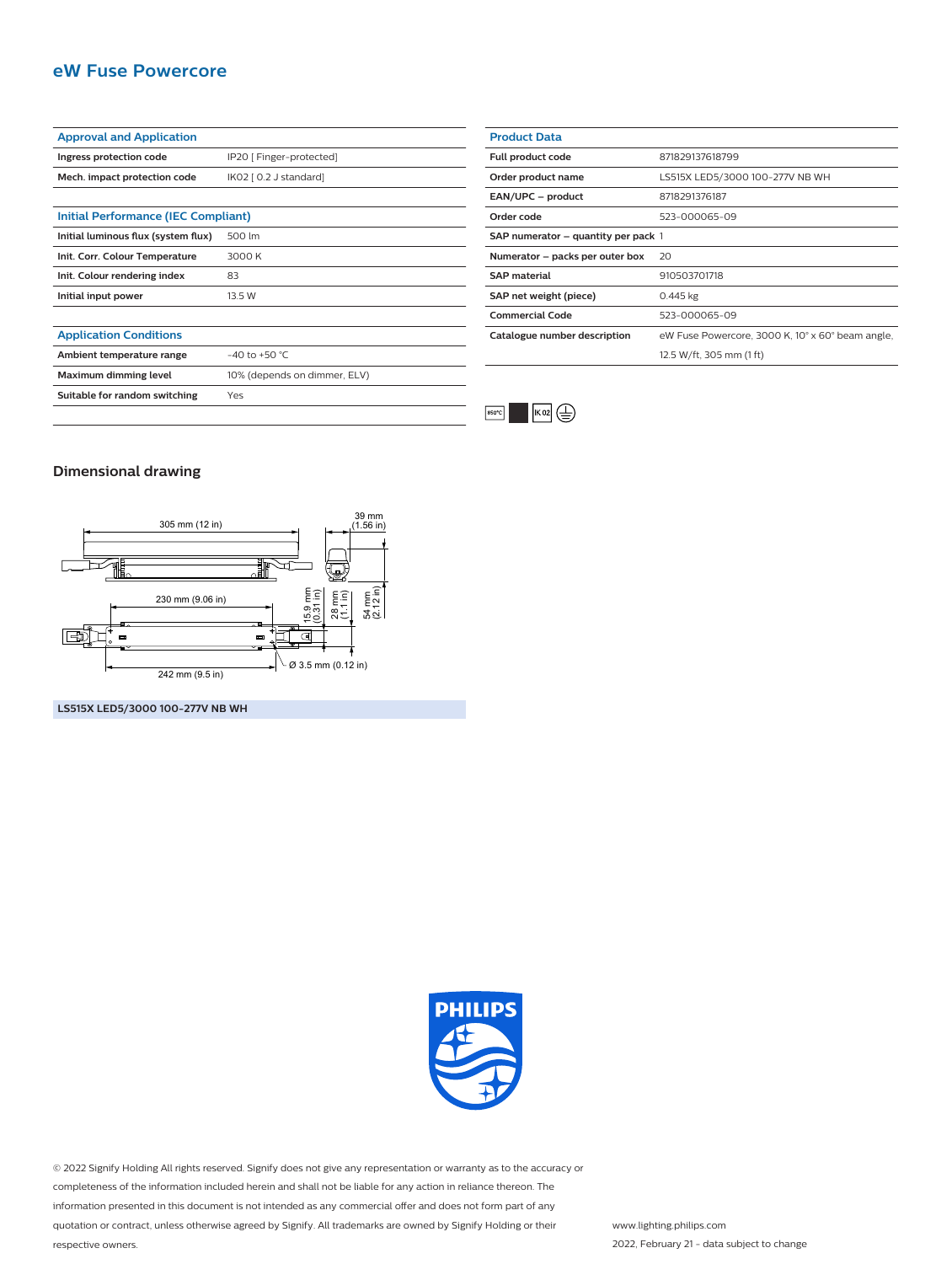## eW Fuse Powercore

| Approval and Application | |
|---|---|
| Ingress protection code | IP20 [ Finger-protected] |
| Mech. impact protection code | IK02 [ 0.2 J standard] |

| Initial Performance (IEC Compliant) | |
|---|---|
| Initial luminous flux (system flux) | 500 lm |
| Init. Corr. Colour Temperature | 3000 K |
| Init. Colour rendering index | 83 |
| Initial input power | 13.5 W |

| Application Conditions | |
|---|---|
| Ambient temperature range | -40 to +50 °C |
| Maximum dimming level | 10% (depends on dimmer, ELV) |
| Suitable for random switching | Yes |

| Product Data | |
|---|---|
| Full product code | 871829137618799 |
| Order product name | LS515X LED5/3000 100-277V NB WH |
| EAN/UPC – product | 8718291376187 |
| Order code | 523-000065-09 |
| SAP numerator – quantity per pack | 1 |
| Numerator – packs per outer box | 20 |
| SAP material | 910503701718 |
| SAP net weight (piece) | 0.445 kg |
| Commercial Code | 523-000065-09 |
| Catalogue number description | eW Fuse Powercore, 3000 K, 10° x 60° beam angle, 12.5 W/ft, 305 mm (1 ft) |

850°C IK 02

## Dimensional drawing

305 mm (12 in)
39 mm (1.56 in)
230 mm (9.06 in)
15.9 mm (0.31 in)
28 mm (1.1 in)
54 mm (2.12 in)
242 mm (9.5 in)
Ø 3.5 mm (0.12 in)

**LS515X LED5/3000 100-277V NB WH**

© 2022 Signify Holding All rights reserved. Signify does not give any representation or warranty as to the accuracy or completeness of the information included herein and shall not be liable for any action in reliance thereon. The information presented in this document is not intended as any commercial offer and does not form part of any quotation or contract, unless otherwise agreed by Signify. All trademarks are owned by Signify Holding or their respective owners.

www.lighting.philips.com
2022, February 21 - data subject to change